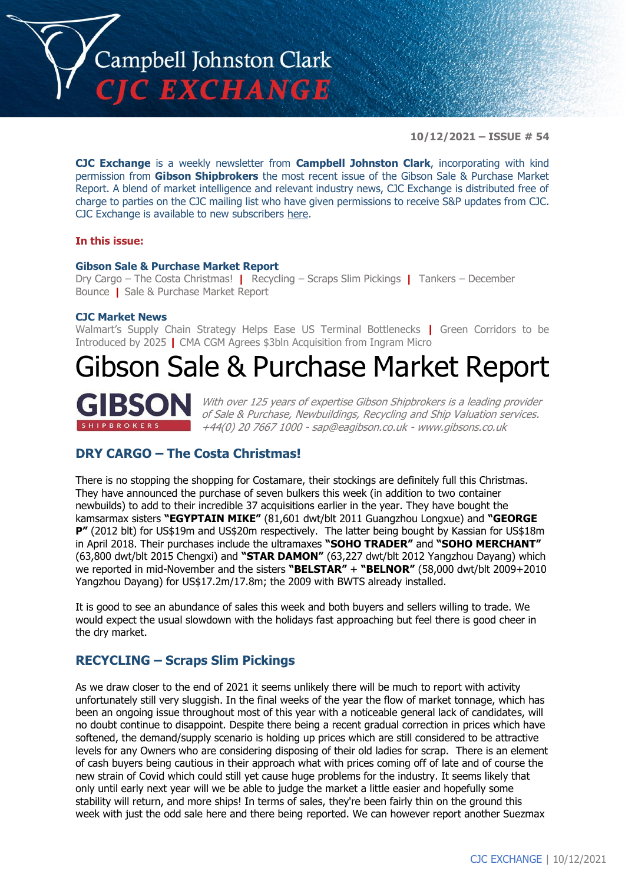# Campbell Johnston Clark CJC EXCHANGE

**10/12/2021 – ISSUE # 54**

**CJC Exchange** is a weekly newsletter from **Campbell Johnston Clark**, incorporating with kind permission from **Gibson Shipbrokers** the most recent issue of the Gibson Sale & Purchase Market Report. A blend of market intelligence and relevant industry news, CJC Exchange is distributed free of charge to parties on the CJC mailing list who have given permissions to receive S&P updates from CJC. CJC Exchange is available to new subscribers here.

**In this issue:**

**Gibson Sale & Purchase Market Report**
Dry Cargo – The Costa Christmas! | Recycling – Scraps Slim Pickings | Tankers – December Bounce | Sale & Purchase Market Report

**CJC Market News**
Walmart's Supply Chain Strategy Helps Ease US Terminal Bottlenecks | Green Corridors to be Introduced by 2025 | CMA CGM Agrees $3bln Acquisition from Ingram Micro

# Gibson Sale & Purchase Market Report

GIBSON SHIPBROKERS

*With over 125 years of expertise Gibson Shipbrokers is a leading provider of Sale & Purchase, Newbuildings, Recycling and Ship Valuation services. +44(0) 20 7667 1000 - sap@eagibson.co.uk - www.gibsons.co.uk*

## DRY CARGO – The Costa Christmas!

There is no stopping the shopping for Costamare, their stockings are definitely full this Christmas. They have announced the purchase of seven bulkers this week (in addition to two container newbuilds) to add to their incredible 37 acquisitions earlier in the year. They have bought the kamsarmax sisters **"EGYPTAIN MIKE"** (81,601 dwt/blt 2011 Guangzhou Longxue) and **"GEORGE P"** (2012 blt) for US$19m and US$20m respectively. The latter being bought by Kassian for US$18m in April 2018. Their purchases include the ultramaxes **"SOHO TRADER"** and **"SOHO MERCHANT"** (63,800 dwt/blt 2015 Chengxi) and **"STAR DAMON"** (63,227 dwt/blt 2012 Yangzhou Dayang) which we reported in mid-November and the sisters **"BELSTAR"** + **"BELNOR"** (58,000 dwt/blt 2009+2010 Yangzhou Dayang) for US$17.2m/17.8m; the 2009 with BWTS already installed.

It is good to see an abundance of sales this week and both buyers and sellers willing to trade. We would expect the usual slowdown with the holidays fast approaching but feel there is good cheer in the dry market.

## RECYCLING – Scraps Slim Pickings

As we draw closer to the end of 2021 it seems unlikely there will be much to report with activity unfortunately still very sluggish. In the final weeks of the year the flow of market tonnage, which has been an ongoing issue throughout most of this year with a noticeable general lack of candidates, will no doubt continue to disappoint. Despite there being a recent gradual correction in prices which have softened, the demand/supply scenario is holding up prices which are still considered to be attractive levels for any Owners who are considering disposing of their old ladies for scrap. There is an element of cash buyers being cautious in their approach what with prices coming off of late and of course the new strain of Covid which could still yet cause huge problems for the industry. It seems likely that only until early next year will we be able to judge the market a little easier and hopefully some stability will return, and more ships! In terms of sales, they're been fairly thin on the ground this week with just the odd sale here and there being reported. We can however report another Suezmax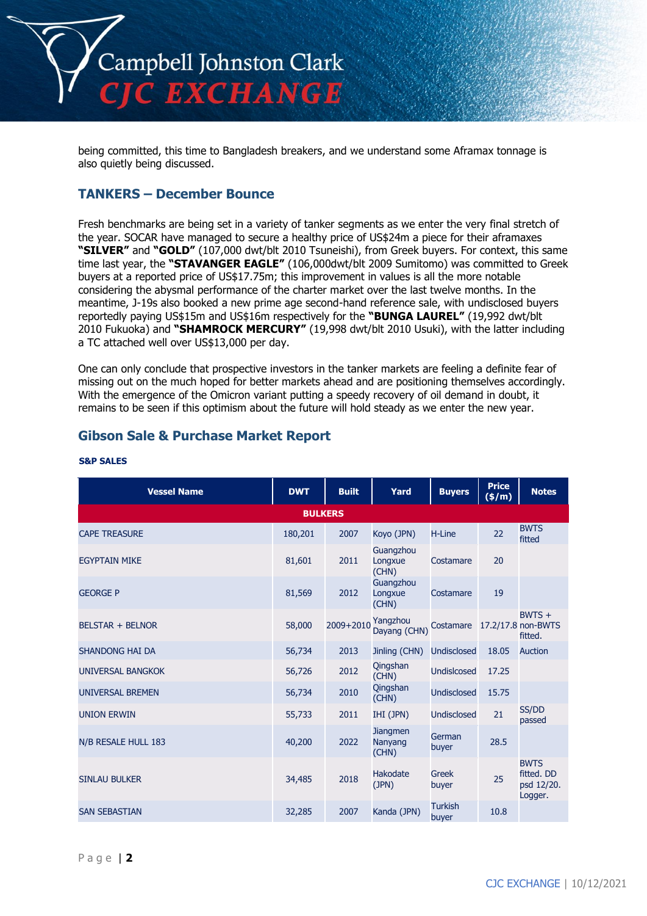being committed, this time to Bangladesh breakers, and we understand some Aframax tonnage is also quietly being discussed.

## TANKERS – December Bounce

Fresh benchmarks are being set in a variety of tanker segments as we enter the very final stretch of the year. SOCAR have managed to secure a healthy price of US$24m a piece for their aframaxes **"SILVER"** and **"GOLD"** (107,000 dwt/blt 2010 Tsuneishi), from Greek buyers. For context, this same time last year, the **"STAVANGER EAGLE"** (106,000dwt/blt 2009 Sumitomo) was committed to Greek buyers at a reported price of US$17.75m; this improvement in values is all the more notable considering the abysmal performance of the charter market over the last twelve months. In the meantime, J-19s also booked a new prime age second-hand reference sale, with undisclosed buyers reportedly paying US$15m and US$16m respectively for the **"BUNGA LAUREL"** (19,992 dwt/blt 2010 Fukuoka) and **"SHAMROCK MERCURY"** (19,998 dwt/blt 2010 Usuki), with the latter including a TC attached well over US$13,000 per day.

One can only conclude that prospective investors in the tanker markets are feeling a definite fear of missing out on the much hoped for better markets ahead and are positioning themselves accordingly. With the emergence of the Omicron variant putting a speedy recovery of oil demand in doubt, it remains to be seen if this optimism about the future will hold steady as we enter the new year.

## Gibson Sale & Purchase Market Report

**S&P SALES**

| Vessel Name | DWT | Built | Yard | Buyers | Price ($/m) | Notes |
|---|---|---|---|---|---|---|
| **BULKERS** | | | | | | |
| CAPE TREASURE | 180,201 | 2007 | Koyo (JPN) | H-Line | 22 | BWTS fitted |
| EGYPTAIN MIKE | 81,601 | 2011 | Guangzhou Longxue (CHN) | Costamare | 20 | |
| GEORGE P | 81,569 | 2012 | Guangzhou Longxue (CHN) | Costamare | 19 | |
| BELSTAR + BELNOR | 58,000 | 2009+2010 | Yangzhou Dayang (CHN) | Costamare | 17.2/17.8 | BWTS + non-BWTS fitted. |
| SHANDONG HAI DA | 56,734 | 2013 | Jinling (CHN) | Undisclosed | 18.05 | Auction |
| UNIVERSAL BANGKOK | 56,726 | 2012 | Qingshan (CHN) | Undislcosed | 17.25 | |
| UNIVERSAL BREMEN | 56,734 | 2010 | Qingshan (CHN) | Undisclosed | 15.75 | |
| UNION ERWIN | 55,733 | 2011 | IHI (JPN) | Undisclosed | 21 | SS/DD passed |
| N/B RESALE HULL 183 | 40,200 | 2022 | Jiangmen Nanyang (CHN) | German buyer | 28.5 | |
| SINLAU BULKER | 34,485 | 2018 | Hakodate (JPN) | Greek buyer | 25 | BWTS fitted. DD psd 12/20. Logger. |
| SAN SEBASTIAN | 32,285 | 2007 | Kanda (JPN) | Turkish buyer | 10.8 | |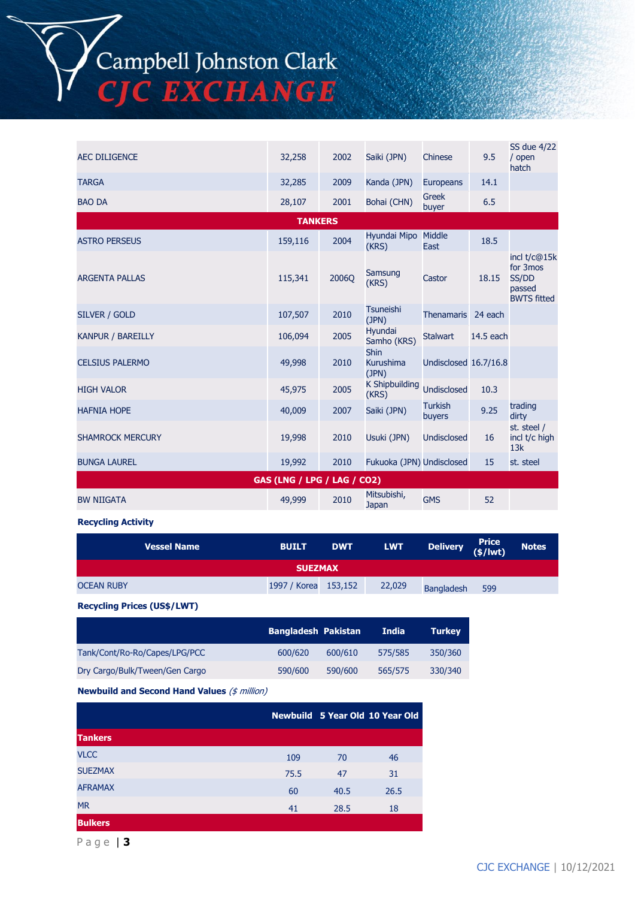| | | | | | | |
|---|---|---|---|---|---|---|
| AEC DILIGENCE | 32,258 | 2002 | Saiki (JPN) | Chinese | 9.5 | SS due 4/22 / open hatch |
| TARGA | 32,285 | 2009 | Kanda (JPN) | Europeans | 14.1 | |
| BAO DA | 28,107 | 2001 | Bohai (CHN) | Greek buyer | 6.5 | |
| **TANKERS** | | | | | | |
| ASTRO PERSEUS | 159,116 | 2004 | Hyundai Mipo (KRS) | Middle East | 18.5 | |
| ARGENTA PALLAS | 115,341 | 2006Q | Samsung (KRS) | Castor | 18.15 | incl t/c@15k for 3mos SS/DD passed BWTS fitted |
| SILVER / GOLD | 107,507 | 2010 | Tsuneishi (JPN) | Thenamaris | 24 each | |
| KANPUR / BAREILLY | 106,094 | 2005 | Hyundai Samho (KRS) | Stalwart | 14.5 each | |
| CELSIUS PALERMO | 49,998 | 2010 | Shin Kurushima (JPN) | Undisclosed | 16.7/16.8 | |
| HIGH VALOR | 45,975 | 2005 | K Shipbuilding (KRS) | Undisclosed | 10.3 | |
| HAFNIA HOPE | 40,009 | 2007 | Saiki (JPN) | Turkish buyers | 9.25 | trading dirty |
| SHAMROCK MERCURY | 19,998 | 2010 | Usuki (JPN) | Undisclosed | 16 | st. steel / incl t/c high 13k |
| BUNGA LAUREL | 19,992 | 2010 | Fukuoka (JPN) | Undisclosed | 15 | st. steel |
| **GAS (LNG / LPG / LAG / CO2)** | | | | | | |
| BW NIIGATA | 49,999 | 2010 | Mitsubishi, Japan | GMS | 52 | |

**Recycling Activity**

| Vessel Name | BUILT | DWT | LWT | Delivery | Price ($/lwt) | Notes |
|---|---|---|---|---|---|---|
| **SUEZMAX** | | | | | | |
| OCEAN RUBY | 1997 / Korea | 153,152 | 22,029 | Bangladesh | 599 | |

**Recycling Prices (US$/LWT)**

| | Bangladesh | Pakistan | India | Turkey |
|---|---|---|---|---|
| Tank/Cont/Ro-Ro/Capes/LPG/PCC | 600/620 | 600/610 | 575/585 | 350/360 |
| Dry Cargo/Bulk/Tween/Gen Cargo | 590/600 | 590/600 | 565/575 | 330/340 |

**Newbuild and Second Hand Values** *($ million)*

| | Newbuild | 5 Year Old | 10 Year Old |
|---|---|---|---|
| **Tankers** | | | |
| VLCC | 109 | 70 | 46 |
| SUEZMAX | 75.5 | 47 | 31 |
| AFRAMAX | 60 | 40.5 | 26.5 |
| MR | 41 | 28.5 | 18 |
| **Bulkers** | | | |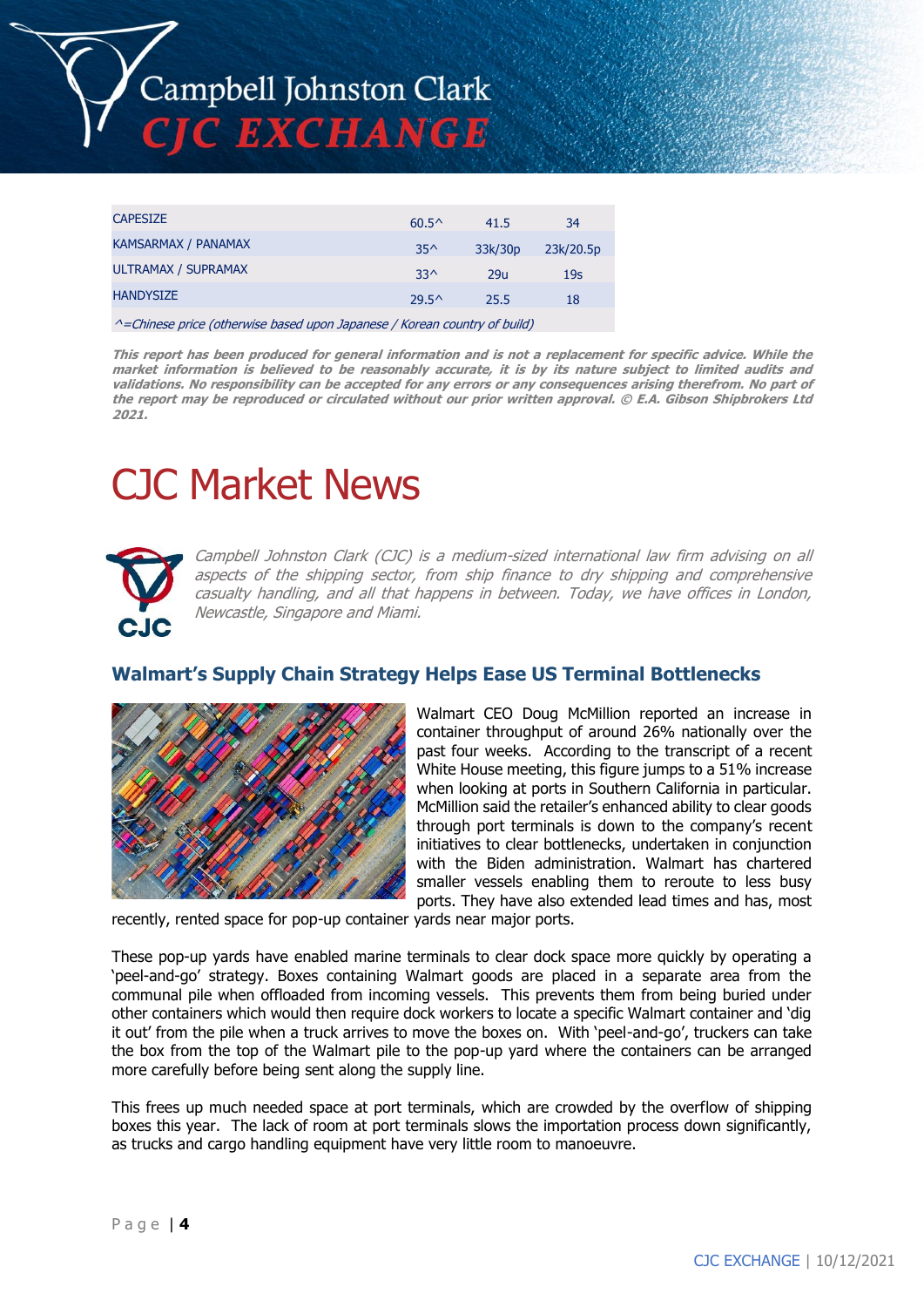| | | | |
|---|---|---|---|
| CAPESIZE | 60.5^ | 41.5 | 34 |
| KAMSARMAX / PANAMAX | 35^ | 33k/30p | 23k/20.5p |
| ULTRAMAX / SUPRAMAX | 33^ | 29u | 19s |
| HANDYSIZE | 29.5^ | 25.5 | 18 |

*^=Chinese price (otherwise based upon Japanese / Korean country of build)*

***This report has been produced for general information and is not a replacement for specific advice. While the market information is believed to be reasonably accurate, it is by its nature subject to limited audits and validations. No responsibility can be accepted for any errors or any consequences arising therefrom. No part of the report may be reproduced or circulated without our prior written approval. © E.A. Gibson Shipbrokers Ltd 2021.***

# CJC Market News

*Campbell Johnston Clark (CJC) is a medium-sized international law firm advising on all aspects of the shipping sector, from ship finance to dry shipping and comprehensive casualty handling, and all that happens in between. Today, we have offices in London, Newcastle, Singapore and Miami.*

## Walmart's Supply Chain Strategy Helps Ease US Terminal Bottlenecks

Walmart CEO Doug McMillion reported an increase in container throughput of around 26% nationally over the past four weeks. According to the transcript of a recent White House meeting, this figure jumps to a 51% increase when looking at ports in Southern California in particular. McMillion said the retailer's enhanced ability to clear goods through port terminals is down to the company's recent initiatives to clear bottlenecks, undertaken in conjunction with the Biden administration. Walmart has chartered smaller vessels enabling them to reroute to less busy ports. They have also extended lead times and has, most recently, rented space for pop-up container yards near major ports.

These pop-up yards have enabled marine terminals to clear dock space more quickly by operating a 'peel-and-go' strategy. Boxes containing Walmart goods are placed in a separate area from the communal pile when offloaded from incoming vessels. This prevents them from being buried under other containers which would then require dock workers to locate a specific Walmart container and 'dig it out' from the pile when a truck arrives to move the boxes on. With 'peel-and-go', truckers can take the box from the top of the Walmart pile to the pop-up yard where the containers can be arranged more carefully before being sent along the supply line.

This frees up much needed space at port terminals, which are crowded by the overflow of shipping boxes this year. The lack of room at port terminals slows the importation process down significantly, as trucks and cargo handling equipment have very little room to manoeuvre.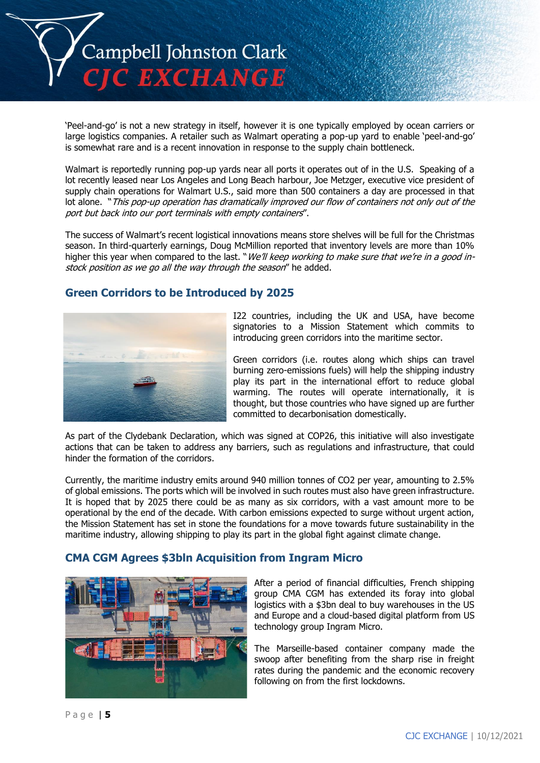'Peel-and-go' is not a new strategy in itself, however it is one typically employed by ocean carriers or large logistics companies. A retailer such as Walmart operating a pop-up yard to enable 'peel-and-go' is somewhat rare and is a recent innovation in response to the supply chain bottleneck.

Walmart is reportedly running pop-up yards near all ports it operates out of in the U.S. Speaking of a lot recently leased near Los Angeles and Long Beach harbour, Joe Metzger, executive vice president of supply chain operations for Walmart U.S., said more than 500 containers a day are processed in that lot alone. "*This pop-up operation has dramatically improved our flow of containers not only out of the port but back into our port terminals with empty containers*".

The success of Walmart's recent logistical innovations means store shelves will be full for the Christmas season. In third-quarterly earnings, Doug McMillion reported that inventory levels are more than 10% higher this year when compared to the last. "*We'll keep working to make sure that we're in a good in-stock position as we go all the way through the season*" he added.

## Green Corridors to be Introduced by 2025

I22 countries, including the UK and USA, have become signatories to a Mission Statement which commits to introducing green corridors into the maritime sector.

Green corridors (i.e. routes along which ships can travel burning zero-emissions fuels) will help the shipping industry play its part in the international effort to reduce global warming. The routes will operate internationally, it is thought, but those countries who have signed up are further committed to decarbonisation domestically.

As part of the Clydebank Declaration, which was signed at COP26, this initiative will also investigate actions that can be taken to address any barriers, such as regulations and infrastructure, that could hinder the formation of the corridors.

Currently, the maritime industry emits around 940 million tonnes of $CO_2$ per year, amounting to 2.5% of global emissions. The ports which will be involved in such routes must also have green infrastructure. It is hoped that by 2025 there could be as many as six corridors, with a vast amount more to be operational by the end of the decade. With carbon emissions expected to surge without urgent action, the Mission Statement has set in stone the foundations for a move towards future sustainability in the maritime industry, allowing shipping to play its part in the global fight against climate change.

## CMA CGM Agrees $3bln Acquisition from Ingram Micro

After a period of financial difficulties, French shipping group CMA CGM has extended its foray into global logistics with a $3bn deal to buy warehouses in the US and Europe and a cloud-based digital platform from US technology group Ingram Micro.

The Marseille-based container company made the swoop after benefiting from the sharp rise in freight rates during the pandemic and the economic recovery following on from the first lockdowns.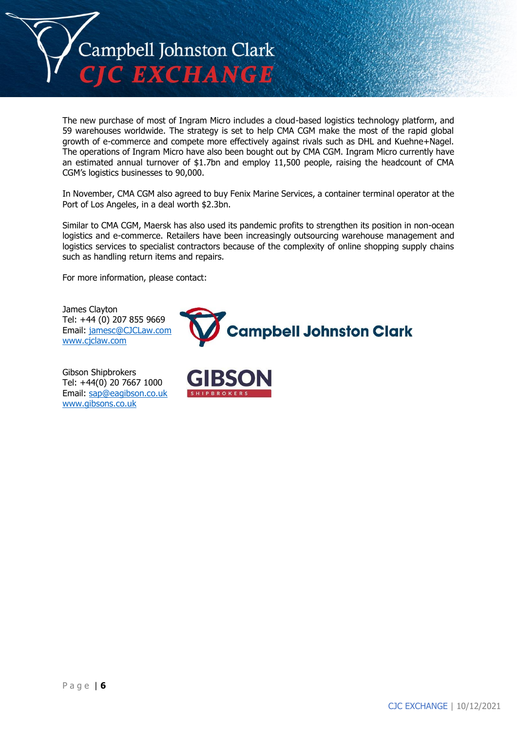The new purchase of most of Ingram Micro includes a cloud-based logistics technology platform, and 59 warehouses worldwide. The strategy is set to help CMA CGM make the most of the rapid global growth of e-commerce and compete more effectively against rivals such as DHL and Kuehne+Nagel. The operations of Ingram Micro have also been bought out by CMA CGM. Ingram Micro currently have an estimated annual turnover of $1.7bn and employ 11,500 people, raising the headcount of CMA CGM's logistics businesses to 90,000.

In November, CMA CGM also agreed to buy Fenix Marine Services, a container terminal operator at the Port of Los Angeles, in a deal worth $2.3bn.

Similar to CMA CGM, Maersk has also used its pandemic profits to strengthen its position in non-ocean logistics and e-commerce. Retailers have been increasingly outsourcing warehouse management and logistics services to specialist contractors because of the complexity of online shopping supply chains such as handling return items and repairs.

For more information, please contact:

James Clayton
Tel: +44 (0) 207 855 9669
Email: jamesc@CJCLaw.com
www.cjclaw.com

Gibson Shipbrokers
Tel: +44(0) 20 7667 1000
Email: sap@eagibson.co.uk
www.gibsons.co.uk